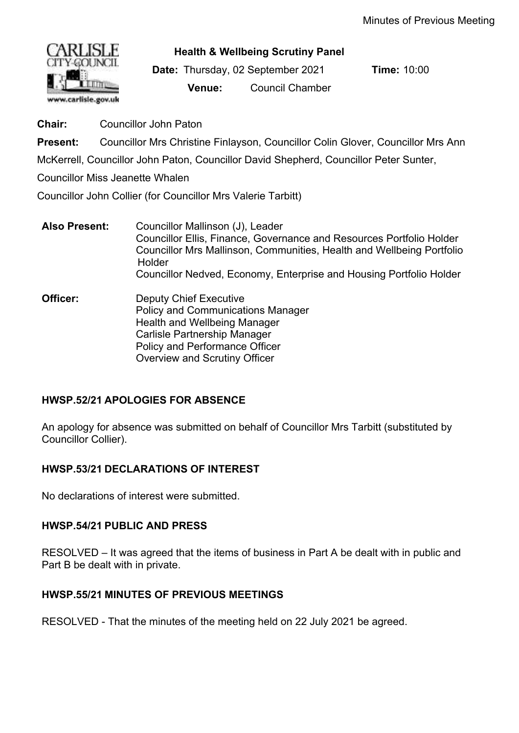# Health & Wellbeing Scrutiny Panel

**Date:** Thursday, 02 September 2021 **Time:** 10:00

**Venue:** Council Chamber

**Chair:** Councillor John Paton

**Present:** Councillor Mrs Christine Finlayson, Councillor Colin Glover, Councillor Mrs Ann McKerrell, Councillor John Paton, Councillor David Shepherd, Councillor Peter Sunter, Councillor Miss Jeanette Whalen

Councillor John Collier (for Councillor Mrs Valerie Tarbitt)

**Also Present:**
Councillor Mallinson (J), Leader
Councillor Ellis, Finance, Governance and Resources Portfolio Holder
Councillor Mrs Mallinson, Communities, Health and Wellbeing Portfolio Holder
Councillor Nedved, Economy, Enterprise and Housing Portfolio Holder

**Officer:**
Deputy Chief Executive
Policy and Communications Manager
Health and Wellbeing Manager
Carlisle Partnership Manager
Policy and Performance Officer
Overview and Scrutiny Officer

## HWSP.52/21 APOLOGIES FOR ABSENCE

An apology for absence was submitted on behalf of Councillor Mrs Tarbitt (substituted by Councillor Collier).

## HWSP.53/21 DECLARATIONS OF INTEREST

No declarations of interest were submitted.

## HWSP.54/21 PUBLIC AND PRESS

RESOLVED – It was agreed that the items of business in Part A be dealt with in public and Part B be dealt with in private.

## HWSP.55/21 MINUTES OF PREVIOUS MEETINGS

RESOLVED - That the minutes of the meeting held on 22 July 2021 be agreed.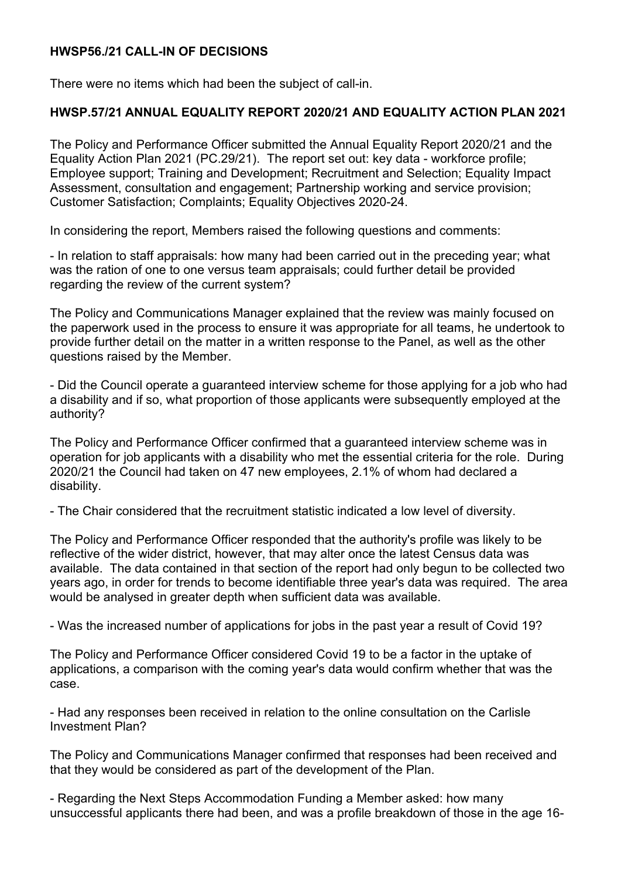**HWSP56./21 CALL-IN OF DECISIONS**

There were no items which had been the subject of call-in.

**HWSP.57/21 ANNUAL EQUALITY REPORT 2020/21 AND EQUALITY ACTION PLAN 2021**

The Policy and Performance Officer submitted the Annual Equality Report 2020/21 and the Equality Action Plan 2021 (PC.29/21). The report set out: key data - workforce profile; Employee support; Training and Development; Recruitment and Selection; Equality Impact Assessment, consultation and engagement; Partnership working and service provision; Customer Satisfaction; Complaints; Equality Objectives 2020-24.

In considering the report, Members raised the following questions and comments:

- In relation to staff appraisals: how many had been carried out in the preceding year; what was the ration of one to one versus team appraisals; could further detail be provided regarding the review of the current system?

The Policy and Communications Manager explained that the review was mainly focused on the paperwork used in the process to ensure it was appropriate for all teams, he undertook to provide further detail on the matter in a written response to the Panel, as well as the other questions raised by the Member.

- Did the Council operate a guaranteed interview scheme for those applying for a job who had a disability and if so, what proportion of those applicants were subsequently employed at the authority?

The Policy and Performance Officer confirmed that a guaranteed interview scheme was in operation for job applicants with a disability who met the essential criteria for the role. During 2020/21 the Council had taken on 47 new employees, 2.1% of whom had declared a disability.

- The Chair considered that the recruitment statistic indicated a low level of diversity.

The Policy and Performance Officer responded that the authority's profile was likely to be reflective of the wider district, however, that may alter once the latest Census data was available. The data contained in that section of the report had only begun to be collected two years ago, in order for trends to become identifiable three year's data was required. The area would be analysed in greater depth when sufficient data was available.

- Was the increased number of applications for jobs in the past year a result of Covid 19?

The Policy and Performance Officer considered Covid 19 to be a factor in the uptake of applications, a comparison with the coming year's data would confirm whether that was the case.

- Had any responses been received in relation to the online consultation on the Carlisle Investment Plan?

The Policy and Communications Manager confirmed that responses had been received and that they would be considered as part of the development of the Plan.

- Regarding the Next Steps Accommodation Funding a Member asked: how many unsuccessful applicants there had been, and was a profile breakdown of those in the age 16-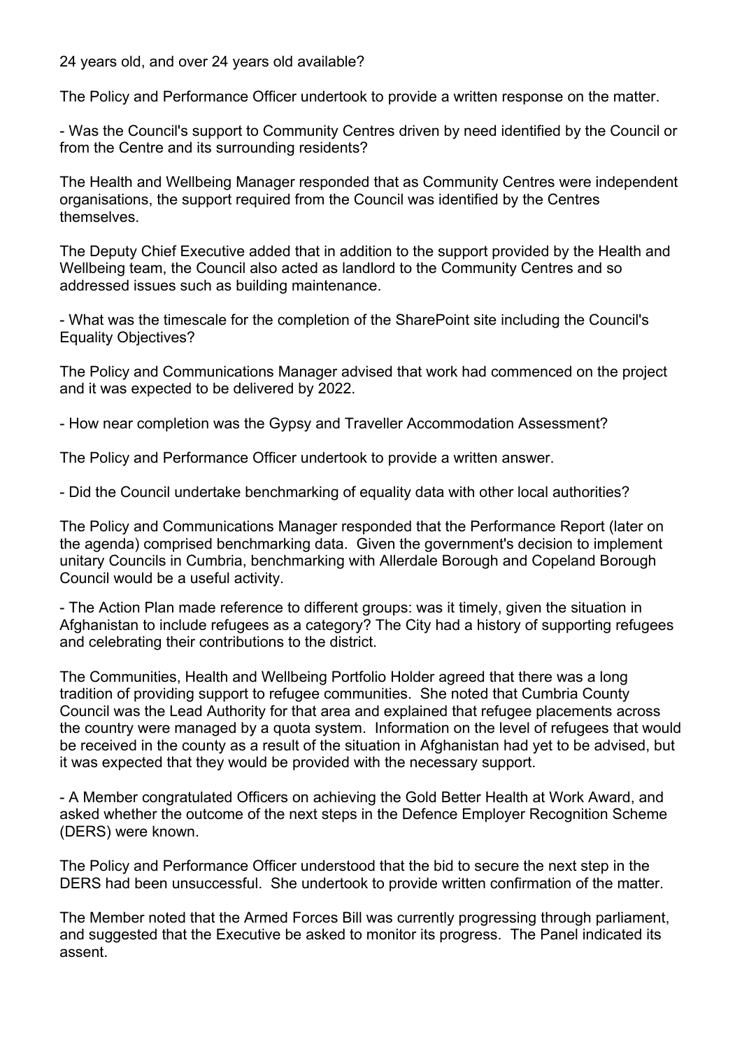24 years old, and over 24 years old available?

The Policy and Performance Officer undertook to provide a written response on the matter.

- Was the Council's support to Community Centres driven by need identified by the Council or from the Centre and its surrounding residents?

The Health and Wellbeing Manager responded that as Community Centres were independent organisations, the support required from the Council was identified by the Centres themselves.

The Deputy Chief Executive added that in addition to the support provided by the Health and Wellbeing team, the Council also acted as landlord to the Community Centres and so addressed issues such as building maintenance.

- What was the timescale for the completion of the SharePoint site including the Council's Equality Objectives?

The Policy and Communications Manager advised that work had commenced on the project and it was expected to be delivered by 2022.

- How near completion was the Gypsy and Traveller Accommodation Assessment?

The Policy and Performance Officer undertook to provide a written answer.

- Did the Council undertake benchmarking of equality data with other local authorities?

The Policy and Communications Manager responded that the Performance Report (later on the agenda) comprised benchmarking data. Given the government's decision to implement unitary Councils in Cumbria, benchmarking with Allerdale Borough and Copeland Borough Council would be a useful activity.

- The Action Plan made reference to different groups: was it timely, given the situation in Afghanistan to include refugees as a category? The City had a history of supporting refugees and celebrating their contributions to the district.

The Communities, Health and Wellbeing Portfolio Holder agreed that there was a long tradition of providing support to refugee communities. She noted that Cumbria County Council was the Lead Authority for that area and explained that refugee placements across the country were managed by a quota system. Information on the level of refugees that would be received in the county as a result of the situation in Afghanistan had yet to be advised, but it was expected that they would be provided with the necessary support.

- A Member congratulated Officers on achieving the Gold Better Health at Work Award, and asked whether the outcome of the next steps in the Defence Employer Recognition Scheme (DERS) were known.

The Policy and Performance Officer understood that the bid to secure the next step in the DERS had been unsuccessful. She undertook to provide written confirmation of the matter.

The Member noted that the Armed Forces Bill was currently progressing through parliament, and suggested that the Executive be asked to monitor its progress. The Panel indicated its assent.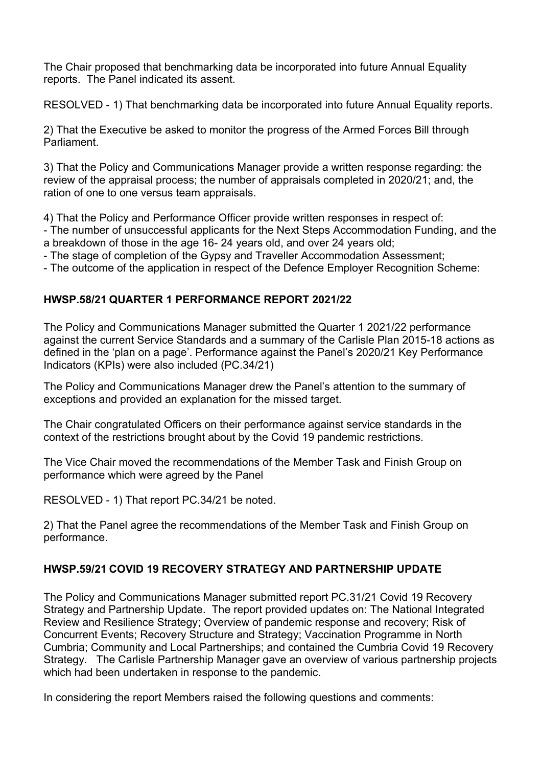The Chair proposed that benchmarking data be incorporated into future Annual Equality reports. The Panel indicated its assent.

RESOLVED - 1) That benchmarking data be incorporated into future Annual Equality reports.

2) That the Executive be asked to monitor the progress of the Armed Forces Bill through Parliament.

3) That the Policy and Communications Manager provide a written response regarding: the review of the appraisal process; the number of appraisals completed in 2020/21; and, the ration of one to one versus team appraisals.

4) That the Policy and Performance Officer provide written responses in respect of:
- The number of unsuccessful applicants for the Next Steps Accommodation Funding, and the a breakdown of those in the age 16- 24 years old, and over 24 years old;
- The stage of completion of the Gypsy and Traveller Accommodation Assessment;
- The outcome of the application in respect of the Defence Employer Recognition Scheme:

## HWSP.58/21 QUARTER 1 PERFORMANCE REPORT 2021/22

The Policy and Communications Manager submitted the Quarter 1 2021/22 performance against the current Service Standards and a summary of the Carlisle Plan 2015-18 actions as defined in the 'plan on a page'. Performance against the Panel's 2020/21 Key Performance Indicators (KPIs) were also included (PC.34/21)

The Policy and Communications Manager drew the Panel's attention to the summary of exceptions and provided an explanation for the missed target.

The Chair congratulated Officers on their performance against service standards in the context of the restrictions brought about by the Covid 19 pandemic restrictions.

The Vice Chair moved the recommendations of the Member Task and Finish Group on performance which were agreed by the Panel

RESOLVED - 1) That report PC.34/21 be noted.

2) That the Panel agree the recommendations of the Member Task and Finish Group on performance.

## HWSP.59/21 COVID 19 RECOVERY STRATEGY AND PARTNERSHIP UPDATE

The Policy and Communications Manager submitted report PC.31/21 Covid 19 Recovery Strategy and Partnership Update. The report provided updates on: The National Integrated Review and Resilience Strategy; Overview of pandemic response and recovery; Risk of Concurrent Events; Recovery Structure and Strategy; Vaccination Programme in North Cumbria; Community and Local Partnerships; and contained the Cumbria Covid 19 Recovery Strategy. The Carlisle Partnership Manager gave an overview of various partnership projects which had been undertaken in response to the pandemic.

In considering the report Members raised the following questions and comments: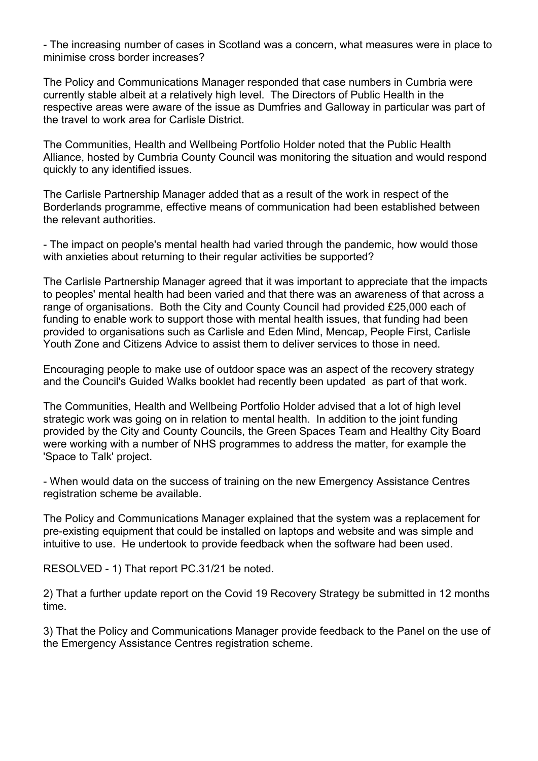- The increasing number of cases in Scotland was a concern, what measures were in place to minimise cross border increases?

The Policy and Communications Manager responded that case numbers in Cumbria were currently stable albeit at a relatively high level. The Directors of Public Health in the respective areas were aware of the issue as Dumfries and Galloway in particular was part of the travel to work area for Carlisle District.

The Communities, Health and Wellbeing Portfolio Holder noted that the Public Health Alliance, hosted by Cumbria County Council was monitoring the situation and would respond quickly to any identified issues.

The Carlisle Partnership Manager added that as a result of the work in respect of the Borderlands programme, effective means of communication had been established between the relevant authorities.

- The impact on people's mental health had varied through the pandemic, how would those with anxieties about returning to their regular activities be supported?

The Carlisle Partnership Manager agreed that it was important to appreciate that the impacts to peoples' mental health had been varied and that there was an awareness of that across a range of organisations. Both the City and County Council had provided £25,000 each of funding to enable work to support those with mental health issues, that funding had been provided to organisations such as Carlisle and Eden Mind, Mencap, People First, Carlisle Youth Zone and Citizens Advice to assist them to deliver services to those in need.

Encouraging people to make use of outdoor space was an aspect of the recovery strategy and the Council's Guided Walks booklet had recently been updated as part of that work.

The Communities, Health and Wellbeing Portfolio Holder advised that a lot of high level strategic work was going on in relation to mental health. In addition to the joint funding provided by the City and County Councils, the Green Spaces Team and Healthy City Board were working with a number of NHS programmes to address the matter, for example the 'Space to Talk' project.

- When would data on the success of training on the new Emergency Assistance Centres registration scheme be available.

The Policy and Communications Manager explained that the system was a replacement for pre-existing equipment that could be installed on laptops and website and was simple and intuitive to use. He undertook to provide feedback when the software had been used.

RESOLVED - 1) That report PC.31/21 be noted.

2) That a further update report on the Covid 19 Recovery Strategy be submitted in 12 months time.

3) That the Policy and Communications Manager provide feedback to the Panel on the use of the Emergency Assistance Centres registration scheme.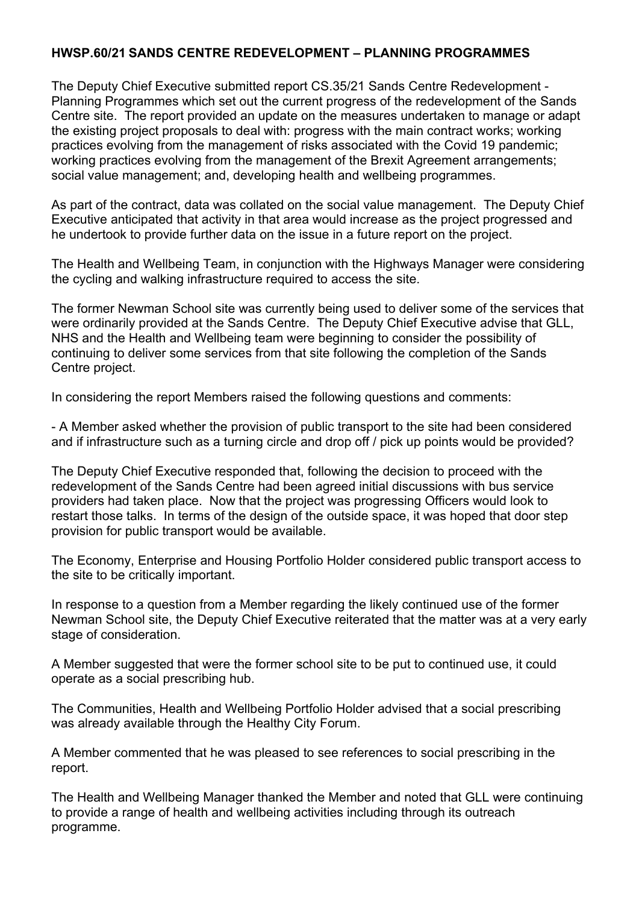**HWSP.60/21 SANDS CENTRE REDEVELOPMENT – PLANNING PROGRAMMES**

The Deputy Chief Executive submitted report CS.35/21 Sands Centre Redevelopment - Planning Programmes which set out the current progress of the redevelopment of the Sands Centre site. The report provided an update on the measures undertaken to manage or adapt the existing project proposals to deal with: progress with the main contract works; working practices evolving from the management of risks associated with the Covid 19 pandemic; working practices evolving from the management of the Brexit Agreement arrangements; social value management; and, developing health and wellbeing programmes.

As part of the contract, data was collated on the social value management. The Deputy Chief Executive anticipated that activity in that area would increase as the project progressed and he undertook to provide further data on the issue in a future report on the project.

The Health and Wellbeing Team, in conjunction with the Highways Manager were considering the cycling and walking infrastructure required to access the site.

The former Newman School site was currently being used to deliver some of the services that were ordinarily provided at the Sands Centre. The Deputy Chief Executive advise that GLL, NHS and the Health and Wellbeing team were beginning to consider the possibility of continuing to deliver some services from that site following the completion of the Sands Centre project.

In considering the report Members raised the following questions and comments:

- A Member asked whether the provision of public transport to the site had been considered and if infrastructure such as a turning circle and drop off / pick up points would be provided?

The Deputy Chief Executive responded that, following the decision to proceed with the redevelopment of the Sands Centre had been agreed initial discussions with bus service providers had taken place. Now that the project was progressing Officers would look to restart those talks. In terms of the design of the outside space, it was hoped that door step provision for public transport would be available.

The Economy, Enterprise and Housing Portfolio Holder considered public transport access to the site to be critically important.

In response to a question from a Member regarding the likely continued use of the former Newman School site, the Deputy Chief Executive reiterated that the matter was at a very early stage of consideration.

A Member suggested that were the former school site to be put to continued use, it could operate as a social prescribing hub.

The Communities, Health and Wellbeing Portfolio Holder advised that a social prescribing was already available through the Healthy City Forum.

A Member commented that he was pleased to see references to social prescribing in the report.

The Health and Wellbeing Manager thanked the Member and noted that GLL were continuing to provide a range of health and wellbeing activities including through its outreach programme.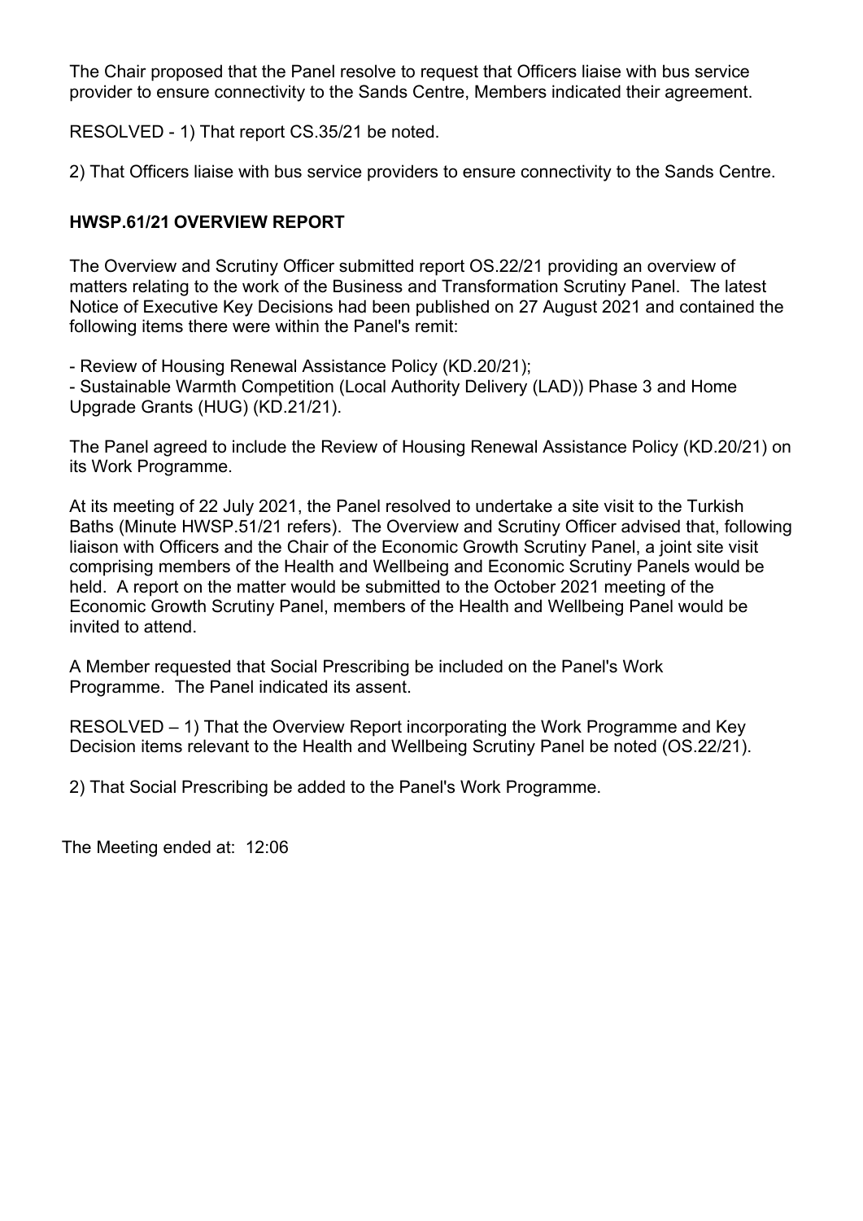The Chair proposed that the Panel resolve to request that Officers liaise with bus service provider to ensure connectivity to the Sands Centre, Members indicated their agreement.

RESOLVED - 1) That report CS.35/21 be noted.

2) That Officers liaise with bus service providers to ensure connectivity to the Sands Centre.

**HWSP.61/21 OVERVIEW REPORT**

The Overview and Scrutiny Officer submitted report OS.22/21 providing an overview of matters relating to the work of the Business and Transformation Scrutiny Panel. The latest Notice of Executive Key Decisions had been published on 27 August 2021 and contained the following items there were within the Panel's remit:

- Review of Housing Renewal Assistance Policy (KD.20/21);
- Sustainable Warmth Competition (Local Authority Delivery (LAD)) Phase 3 and Home Upgrade Grants (HUG) (KD.21/21).

The Panel agreed to include the Review of Housing Renewal Assistance Policy (KD.20/21) on its Work Programme.

At its meeting of 22 July 2021, the Panel resolved to undertake a site visit to the Turkish Baths (Minute HWSP.51/21 refers). The Overview and Scrutiny Officer advised that, following liaison with Officers and the Chair of the Economic Growth Scrutiny Panel, a joint site visit comprising members of the Health and Wellbeing and Economic Scrutiny Panels would be held. A report on the matter would be submitted to the October 2021 meeting of the Economic Growth Scrutiny Panel, members of the Health and Wellbeing Panel would be invited to attend.

A Member requested that Social Prescribing be included on the Panel's Work Programme. The Panel indicated its assent.

RESOLVED – 1) That the Overview Report incorporating the Work Programme and Key Decision items relevant to the Health and Wellbeing Scrutiny Panel be noted (OS.22/21).

2) That Social Prescribing be added to the Panel's Work Programme.

The Meeting ended at: 12:06